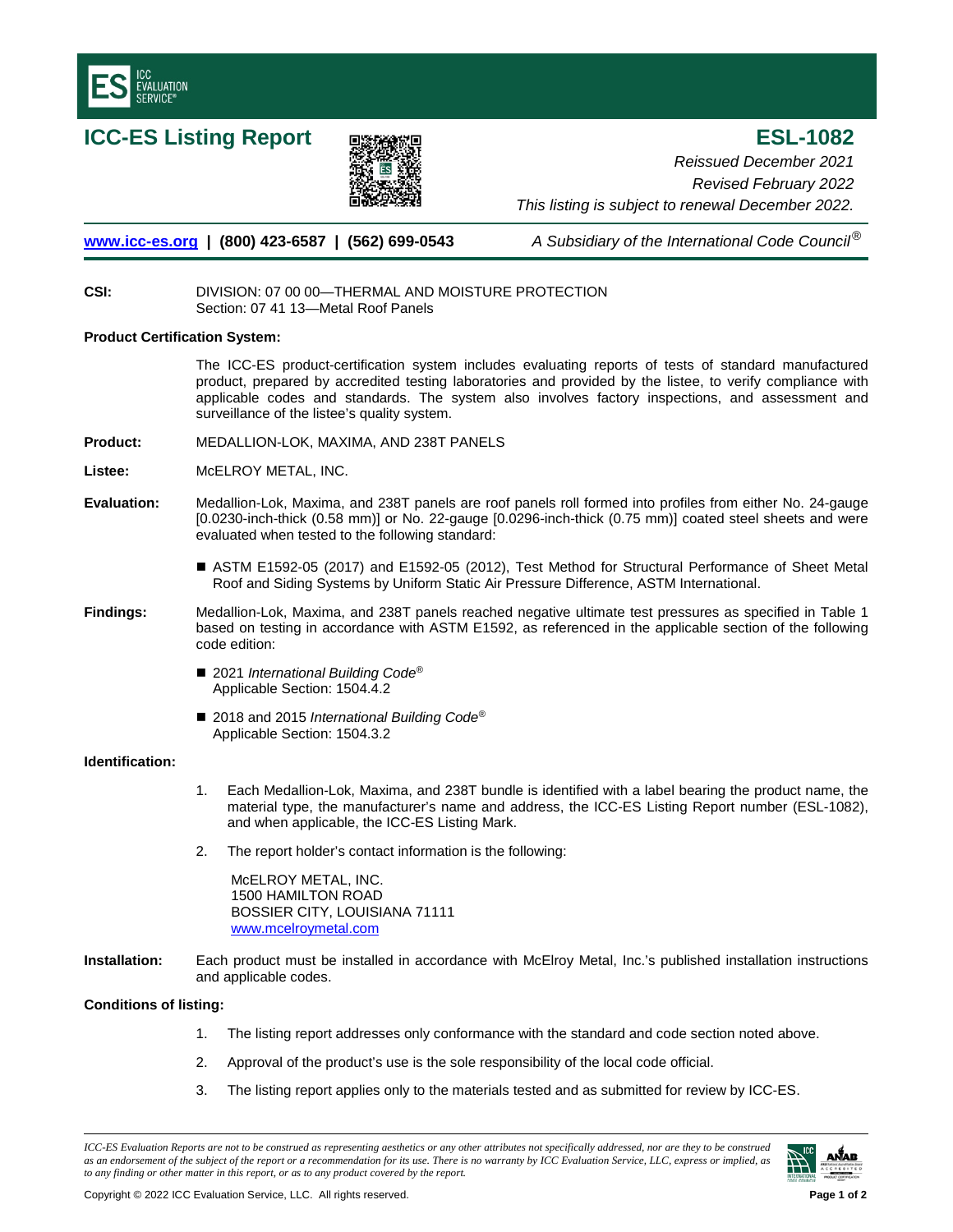# ICC-ES Listing Report

# ESL-1082

*Reissued December 2021*

*Revised February 2022*

*This listing is subject to renewal December 2022.*

www.icc-es.org | (800) 423-6587 | (562) 699-0543

*A Subsidiary of the International Code Council®*

---

**CSI:** DIVISION: 07 00 00—THERMAL AND MOISTURE PROTECTION
Section: 07 41 13—Metal Roof Panels

**Product Certification System:**

The ICC-ES product-certification system includes evaluating reports of tests of standard manufactured product, prepared by accredited testing laboratories and provided by the listee, to verify compliance with applicable codes and standards. The system also involves factory inspections, and assessment and surveillance of the listee's quality system.

**Product:** MEDALLION-LOK, MAXIMA, AND 238T PANELS

**Listee:** McELROY METAL, INC.

**Evaluation:** Medallion-Lok, Maxima, and 238T panels are roof panels roll formed into profiles from either No. 24-gauge [0.0230-inch-thick (0.58 mm)] or No. 22-gauge [0.0296-inch-thick (0.75 mm)] coated steel sheets and were evaluated when tested to the following standard:

- ASTM E1592-05 (2017) and E1592-05 (2012), Test Method for Structural Performance of Sheet Metal Roof and Siding Systems by Uniform Static Air Pressure Difference, ASTM International.

**Findings:** Medallion-Lok, Maxima, and 238T panels reached negative ultimate test pressures as specified in Table 1 based on testing in accordance with ASTM E1592, as referenced in the applicable section of the following code edition:

- 2021 *International Building Code®*
  Applicable Section: 1504.4.2
- 2018 and 2015 *International Building Code®*
  Applicable Section: 1504.3.2

**Identification:**

1. Each Medallion-Lok, Maxima, and 238T bundle is identified with a label bearing the product name, the material type, the manufacturer's name and address, the ICC-ES Listing Report number (ESL-1082), and when applicable, the ICC-ES Listing Mark.
2. The report holder's contact information is the following:

   McELROY METAL, INC.
   1500 HAMILTON ROAD
   BOSSIER CITY, LOUISIANA 71111
   www.mcelroymetal.com

**Installation:** Each product must be installed in accordance with McElroy Metal, Inc.'s published installation instructions and applicable codes.

**Conditions of listing:**

1. The listing report addresses only conformance with the standard and code section noted above.
2. Approval of the product's use is the sole responsibility of the local code official.
3. The listing report applies only to the materials tested and as submitted for review by ICC-ES.

---

*ICC-ES Evaluation Reports are not to be construed as representing aesthetics or any other attributes not specifically addressed, nor are they to be construed as an endorsement of the subject of the report or a recommendation for its use. There is no warranty by ICC Evaluation Service, LLC, express or implied, as to any finding or other matter in this report, or as to any product covered by the report.*

Copyright © 2022 ICC Evaluation Service, LLC. All rights reserved.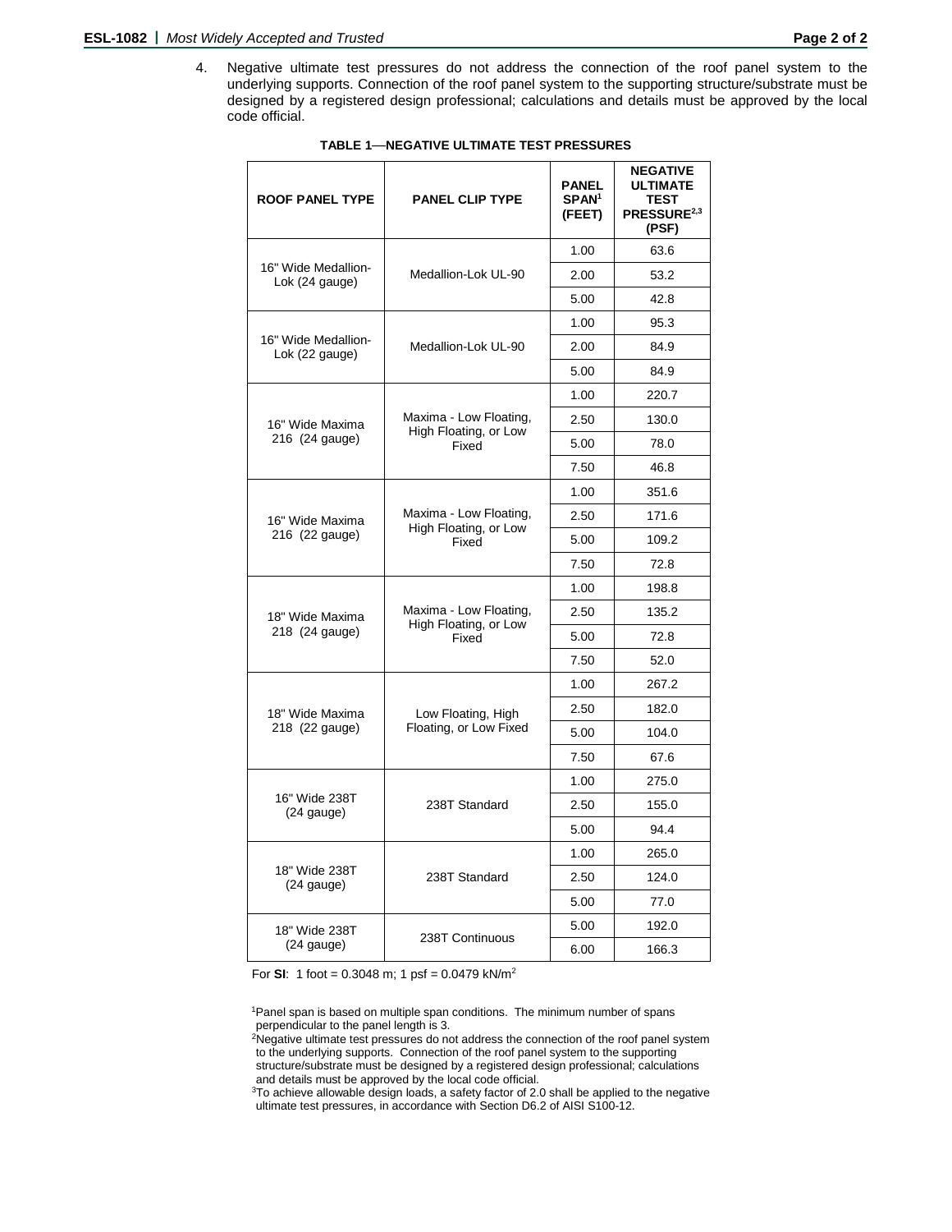4. Negative ultimate test pressures do not address the connection of the roof panel system to the underlying supports. Connection of the roof panel system to the supporting structure/substrate must be designed by a registered design professional; calculations and details must be approved by the local code official.

**TABLE 1—NEGATIVE ULTIMATE TEST PRESSURES**

| ROOF PANEL TYPE | PANEL CLIP TYPE | PANEL SPAN[1] (FEET) | NEGATIVE ULTIMATE TEST PRESSURE[2,3] (PSF) |
|---|---|---|---|
| 16" Wide Medallion-Lok (24 gauge) | Medallion-Lok UL-90 | 1.00 | 63.6 |
| | | 2.00 | 53.2 |
| | | 5.00 | 42.8 |
| 16" Wide Medallion-Lok (22 gauge) | Medallion-Lok UL-90 | 1.00 | 95.3 |
| | | 2.00 | 84.9 |
| | | 5.00 | 84.9 |
| 16" Wide Maxima 216 (24 gauge) | Maxima - Low Floating, High Floating, or Low Fixed | 1.00 | 220.7 |
| | | 2.50 | 130.0 |
| | | 5.00 | 78.0 |
| | | 7.50 | 46.8 |
| 16" Wide Maxima 216 (22 gauge) | Maxima - Low Floating, High Floating, or Low Fixed | 1.00 | 351.6 |
| | | 2.50 | 171.6 |
| | | 5.00 | 109.2 |
| | | 7.50 | 72.8 |
| 18" Wide Maxima 218 (24 gauge) | Maxima - Low Floating, High Floating, or Low Fixed | 1.00 | 198.8 |
| | | 2.50 | 135.2 |
| | | 5.00 | 72.8 |
| | | 7.50 | 52.0 |
| 18" Wide Maxima 218 (22 gauge) | Low Floating, High Floating, or Low Fixed | 1.00 | 267.2 |
| | | 2.50 | 182.0 |
| | | 5.00 | 104.0 |
| | | 7.50 | 67.6 |
| 16" Wide 238T (24 gauge) | 238T Standard | 1.00 | 275.0 |
| | | 2.50 | 155.0 |
| | | 5.00 | 94.4 |
| 18" Wide 238T (24 gauge) | 238T Standard | 1.00 | 265.0 |
| | | 2.50 | 124.0 |
| | | 5.00 | 77.0 |
| 18" Wide 238T (24 gauge) | 238T Continuous | 5.00 | 192.0 |
| | | 6.00 | 166.3 |

For **SI**: 1 foot = 0.3048 m; 1 psf = 0.0479 kN/m$^2$

[1]Panel span is based on multiple span conditions. The minimum number of spans perpendicular to the panel length is 3.

[2]Negative ultimate test pressures do not address the connection of the roof panel system to the underlying supports. Connection of the roof panel system to the supporting structure/substrate must be designed by a registered design professional; calculations and details must be approved by the local code official.

[3]To achieve allowable design loads, a safety factor of 2.0 shall be applied to the negative ultimate test pressures, in accordance with Section D6.2 of AISI S100-12.